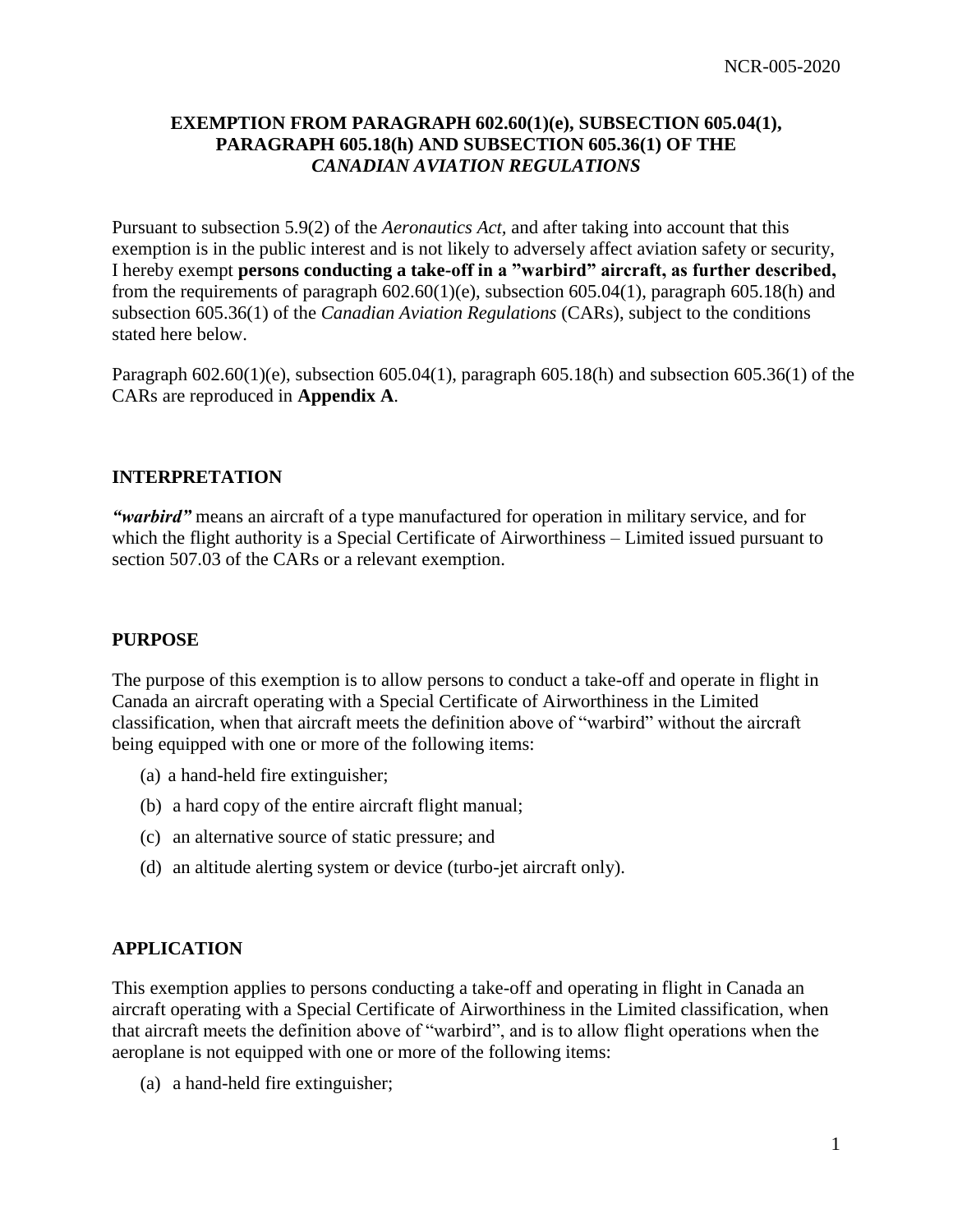NCR-005-2020

**EXEMPTION FROM PARAGRAPH 602.60(1)(e), SUBSECTION 605.04(1), PARAGRAPH 605.18(h) AND SUBSECTION 605.36(1) OF THE *CANADIAN AVIATION REGULATIONS***

Pursuant to subsection 5.9(2) of the *Aeronautics Act*, and after taking into account that this exemption is in the public interest and is not likely to adversely affect aviation safety or security, I hereby exempt **persons conducting a take-off in a "warbird" aircraft, as further described,** from the requirements of paragraph 602.60(1)(e), subsection 605.04(1), paragraph 605.18(h) and subsection 605.36(1) of the *Canadian Aviation Regulations* (CARs), subject to the conditions stated here below.

Paragraph 602.60(1)(e), subsection 605.04(1), paragraph 605.18(h) and subsection 605.36(1) of the CARs are reproduced in **Appendix A**.

## INTERPRETATION

***"warbird"*** means an aircraft of a type manufactured for operation in military service, and for which the flight authority is a Special Certificate of Airworthiness – Limited issued pursuant to section 507.03 of the CARs or a relevant exemption.

## PURPOSE

The purpose of this exemption is to allow persons to conduct a take-off and operate in flight in Canada an aircraft operating with a Special Certificate of Airworthiness in the Limited classification, when that aircraft meets the definition above of "warbird" without the aircraft being equipped with one or more of the following items:

(a) a hand-held fire extinguisher;

(b) a hard copy of the entire aircraft flight manual;

(c) an alternative source of static pressure; and

(d) an altitude alerting system or device (turbo-jet aircraft only).

## APPLICATION

This exemption applies to persons conducting a take-off and operating in flight in Canada an aircraft operating with a Special Certificate of Airworthiness in the Limited classification, when that aircraft meets the definition above of "warbird", and is to allow flight operations when the aeroplane is not equipped with one or more of the following items:

(a) a hand-held fire extinguisher;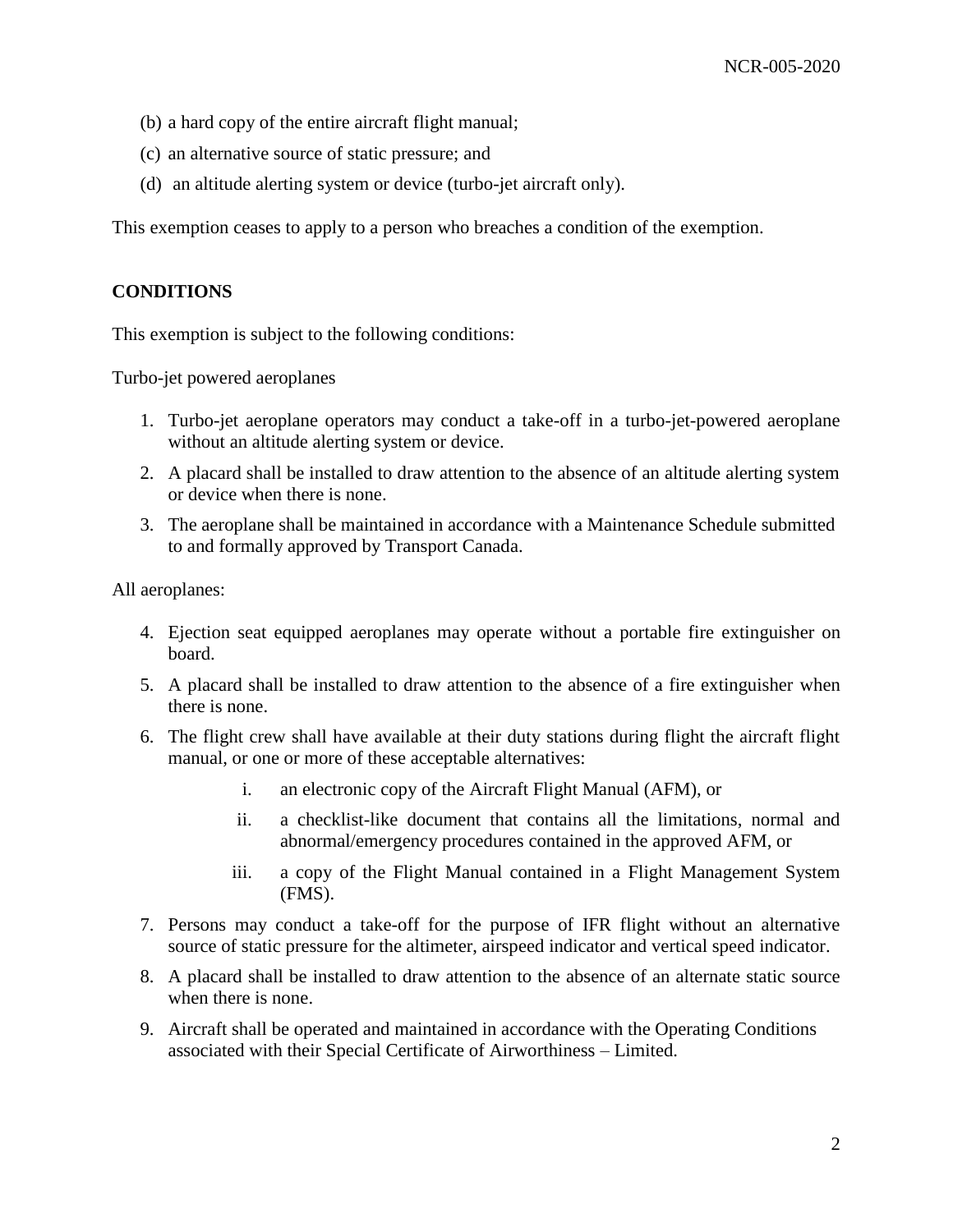(b) a hard copy of the entire aircraft flight manual;

(c) an alternative source of static pressure; and

(d) an altitude alerting system or device (turbo-jet aircraft only).

This exemption ceases to apply to a person who breaches a condition of the exemption.

## CONDITIONS

This exemption is subject to the following conditions:

Turbo-jet powered aeroplanes

1. Turbo-jet aeroplane operators may conduct a take-off in a turbo-jet-powered aeroplane without an altitude alerting system or device.
2. A placard shall be installed to draw attention to the absence of an altitude alerting system or device when there is none.
3. The aeroplane shall be maintained in accordance with a Maintenance Schedule submitted to and formally approved by Transport Canada.

All aeroplanes:

4. Ejection seat equipped aeroplanes may operate without a portable fire extinguisher on board.
5. A placard shall be installed to draw attention to the absence of a fire extinguisher when there is none.
6. The flight crew shall have available at their duty stations during flight the aircraft flight manual, or one or more of these acceptable alternatives:
   i. an electronic copy of the Aircraft Flight Manual (AFM), or
   ii. a checklist-like document that contains all the limitations, normal and abnormal/emergency procedures contained in the approved AFM, or
   iii. a copy of the Flight Manual contained in a Flight Management System (FMS).
7. Persons may conduct a take-off for the purpose of IFR flight without an alternative source of static pressure for the altimeter, airspeed indicator and vertical speed indicator.
8. A placard shall be installed to draw attention to the absence of an alternate static source when there is none.
9. Aircraft shall be operated and maintained in accordance with the Operating Conditions associated with their Special Certificate of Airworthiness – Limited.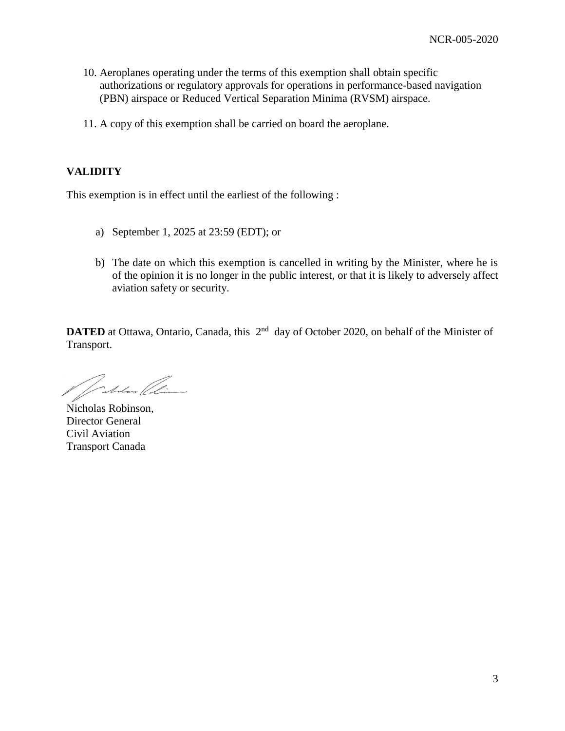10. Aeroplanes operating under the terms of this exemption shall obtain specific authorizations or regulatory approvals for operations in performance-based navigation (PBN) airspace or Reduced Vertical Separation Minima (RVSM) airspace.

11. A copy of this exemption shall be carried on board the aeroplane.

## VALIDITY

This exemption is in effect until the earliest of the following :

a) September 1, 2025 at 23:59 (EDT); or

b) The date on which this exemption is cancelled in writing by the Minister, where he is of the opinion it is no longer in the public interest, or that it is likely to adversely affect aviation safety or security.

**DATED** at Ottawa, Ontario, Canada, this 2nd day of October 2020, on behalf of the Minister of Transport.

Nicholas Robinson,
Director General
Civil Aviation
Transport Canada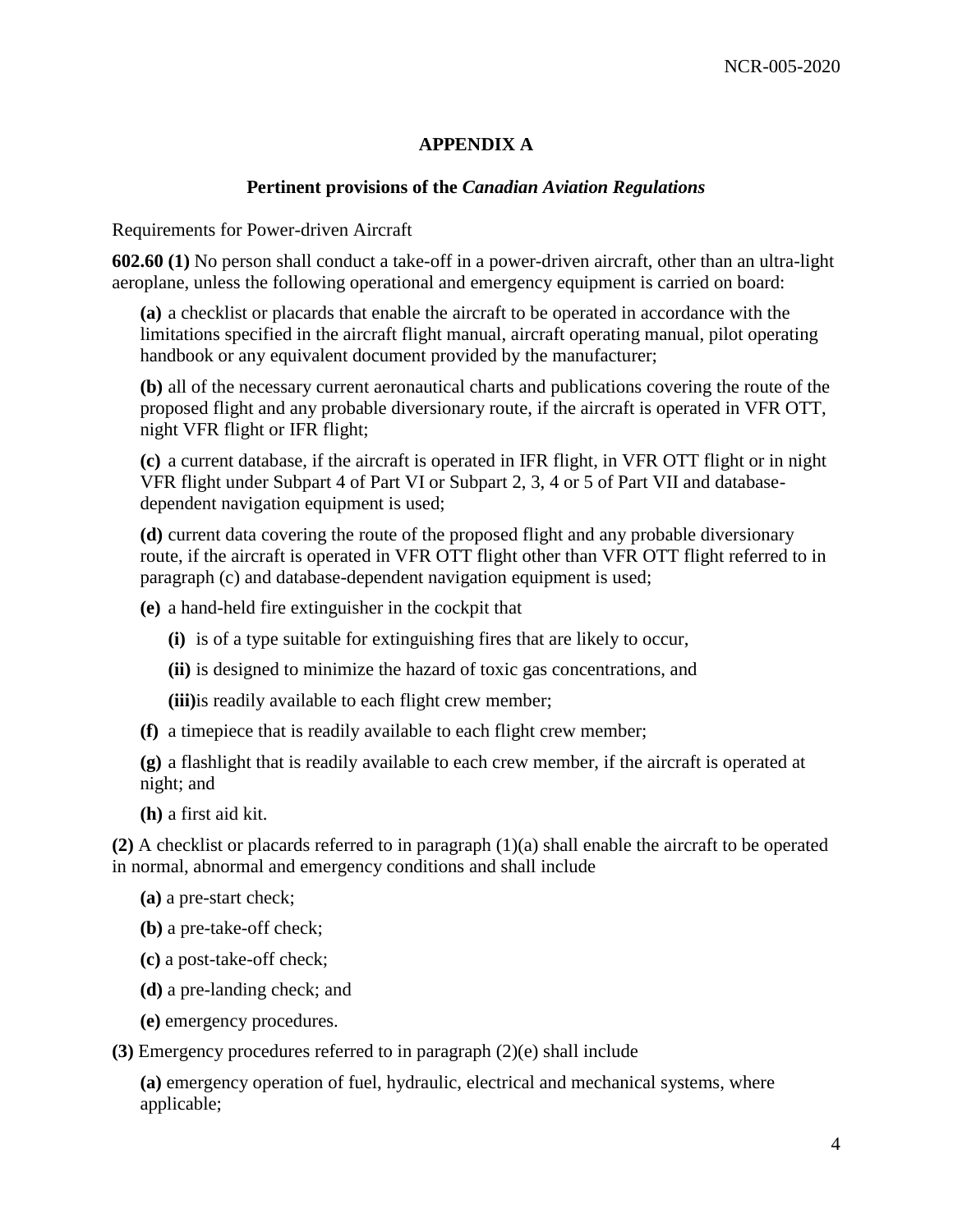# APPENDIX A

## Pertinent provisions of the *Canadian Aviation Regulations*

Requirements for Power-driven Aircraft

**602.60 (1)** No person shall conduct a take-off in a power-driven aircraft, other than an ultra-light aeroplane, unless the following operational and emergency equipment is carried on board:

> **(a)** a checklist or placards that enable the aircraft to be operated in accordance with the limitations specified in the aircraft flight manual, aircraft operating manual, pilot operating handbook or any equivalent document provided by the manufacturer;
>
> **(b)** all of the necessary current aeronautical charts and publications covering the route of the proposed flight and any probable diversionary route, if the aircraft is operated in VFR OTT, night VFR flight or IFR flight;
>
> **(c)** a current database, if the aircraft is operated in IFR flight, in VFR OTT flight or in night VFR flight under Subpart 4 of Part VI or Subpart 2, 3, 4 or 5 of Part VII and database-dependent navigation equipment is used;
>
> **(d)** current data covering the route of the proposed flight and any probable diversionary route, if the aircraft is operated in VFR OTT flight other than VFR OTT flight referred to in paragraph (c) and database-dependent navigation equipment is used;
>
> **(e)** a hand-held fire extinguisher in the cockpit that
>
> > **(i)** is of a type suitable for extinguishing fires that are likely to occur,
> >
> > **(ii)** is designed to minimize the hazard of toxic gas concentrations, and
> >
> > **(iii)** is readily available to each flight crew member;
>
> **(f)** a timepiece that is readily available to each flight crew member;
>
> **(g)** a flashlight that is readily available to each crew member, if the aircraft is operated at night; and
>
> **(h)** a first aid kit.

**(2)** A checklist or placards referred to in paragraph (1)(a) shall enable the aircraft to be operated in normal, abnormal and emergency conditions and shall include

> **(a)** a pre-start check;
>
> **(b)** a pre-take-off check;
>
> **(c)** a post-take-off check;
>
> **(d)** a pre-landing check; and
>
> **(e)** emergency procedures.

**(3)** Emergency procedures referred to in paragraph (2)(e) shall include

> **(a)** emergency operation of fuel, hydraulic, electrical and mechanical systems, where applicable;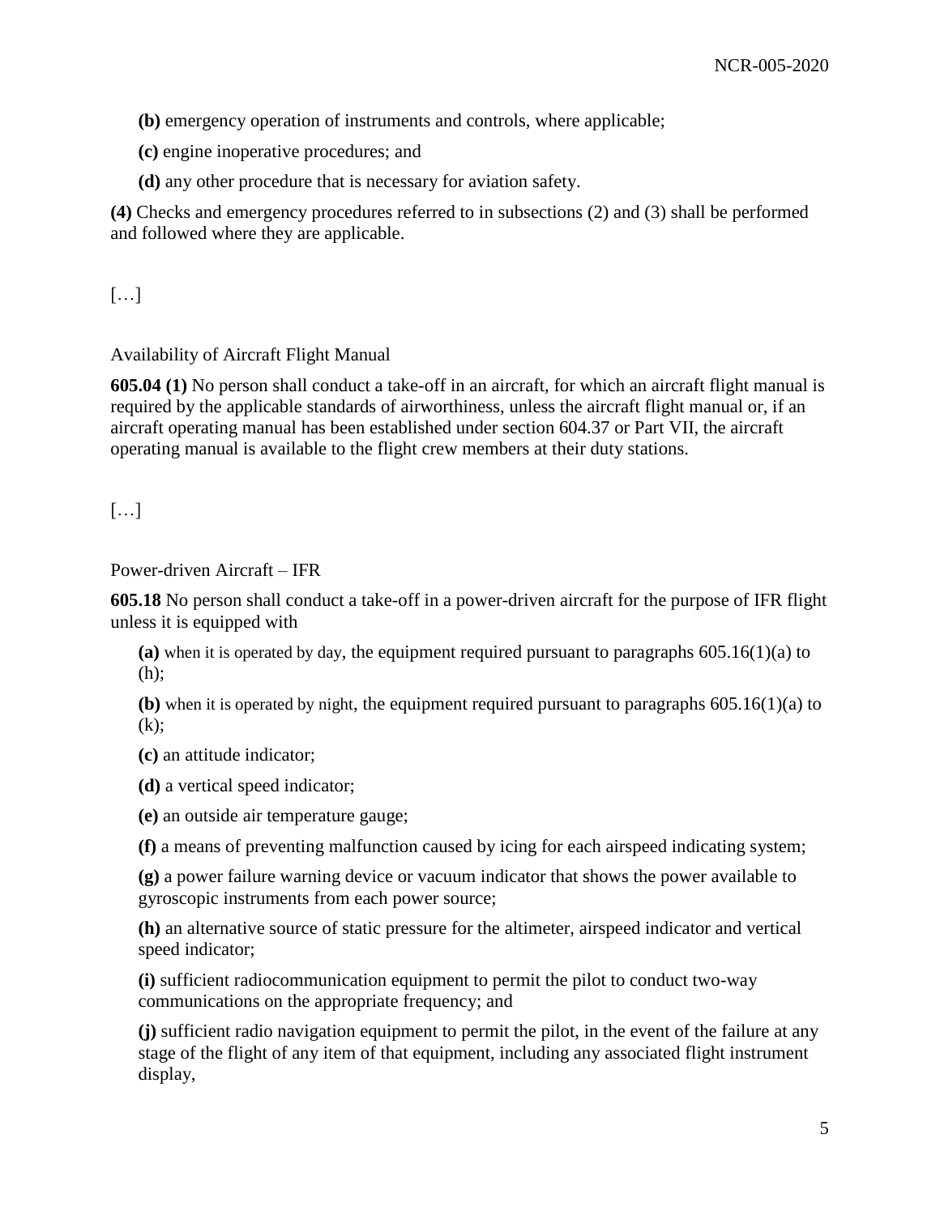**(b)** emergency operation of instruments and controls, where applicable;

**(c)** engine inoperative procedures; and

**(d)** any other procedure that is necessary for aviation safety.

**(4)** Checks and emergency procedures referred to in subsections (2) and (3) shall be performed and followed where they are applicable.

[…]

Availability of Aircraft Flight Manual

**605.04 (1)** No person shall conduct a take-off in an aircraft, for which an aircraft flight manual is required by the applicable standards of airworthiness, unless the aircraft flight manual or, if an aircraft operating manual has been established under section 604.37 or Part VII, the aircraft operating manual is available to the flight crew members at their duty stations.

[…]

Power-driven Aircraft – IFR

**605.18** No person shall conduct a take-off in a power-driven aircraft for the purpose of IFR flight unless it is equipped with

**(a)** when it is operated by day, the equipment required pursuant to paragraphs 605.16(1)(a) to (h);

**(b)** when it is operated by night, the equipment required pursuant to paragraphs 605.16(1)(a) to (k);

**(c)** an attitude indicator;

**(d)** a vertical speed indicator;

**(e)** an outside air temperature gauge;

**(f)** a means of preventing malfunction caused by icing for each airspeed indicating system;

**(g)** a power failure warning device or vacuum indicator that shows the power available to gyroscopic instruments from each power source;

**(h)** an alternative source of static pressure for the altimeter, airspeed indicator and vertical speed indicator;

**(i)** sufficient radiocommunication equipment to permit the pilot to conduct two-way communications on the appropriate frequency; and

**(j)** sufficient radio navigation equipment to permit the pilot, in the event of the failure at any stage of the flight of any item of that equipment, including any associated flight instrument display,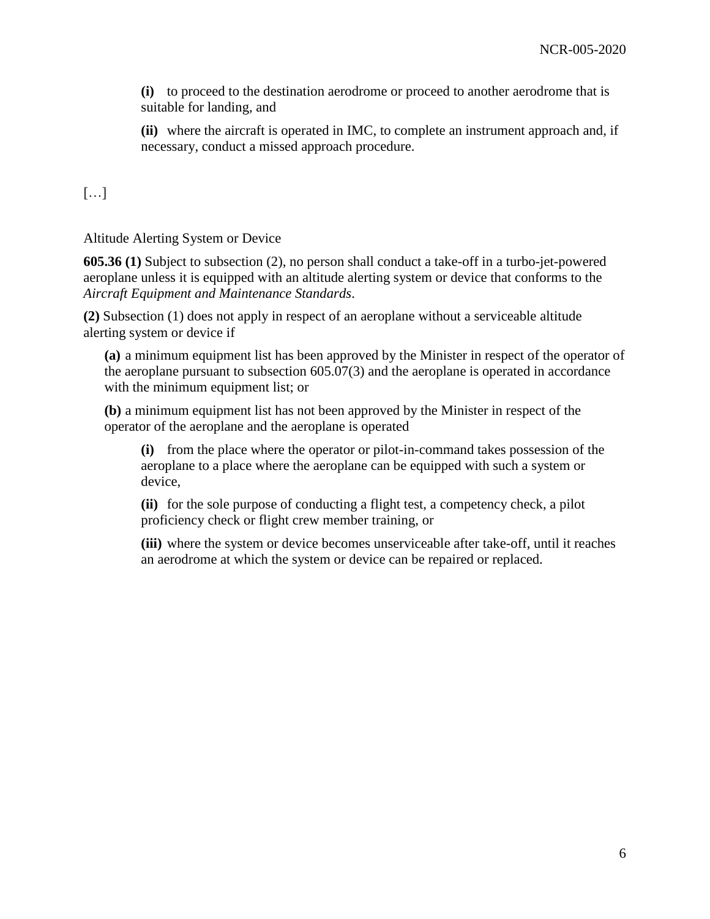**(i)** to proceed to the destination aerodrome or proceed to another aerodrome that is suitable for landing, and

**(ii)** where the aircraft is operated in IMC, to complete an instrument approach and, if necessary, conduct a missed approach procedure.

[…]

Altitude Alerting System or Device

**605.36 (1)** Subject to subsection (2), no person shall conduct a take-off in a turbo-jet-powered aeroplane unless it is equipped with an altitude alerting system or device that conforms to the *Aircraft Equipment and Maintenance Standards*.

**(2)** Subsection (1) does not apply in respect of an aeroplane without a serviceable altitude alerting system or device if

**(a)** a minimum equipment list has been approved by the Minister in respect of the operator of the aeroplane pursuant to subsection 605.07(3) and the aeroplane is operated in accordance with the minimum equipment list; or

**(b)** a minimum equipment list has not been approved by the Minister in respect of the operator of the aeroplane and the aeroplane is operated

**(i)** from the place where the operator or pilot-in-command takes possession of the aeroplane to a place where the aeroplane can be equipped with such a system or device,

**(ii)** for the sole purpose of conducting a flight test, a competency check, a pilot proficiency check or flight crew member training, or

**(iii)** where the system or device becomes unserviceable after take-off, until it reaches an aerodrome at which the system or device can be repaired or replaced.